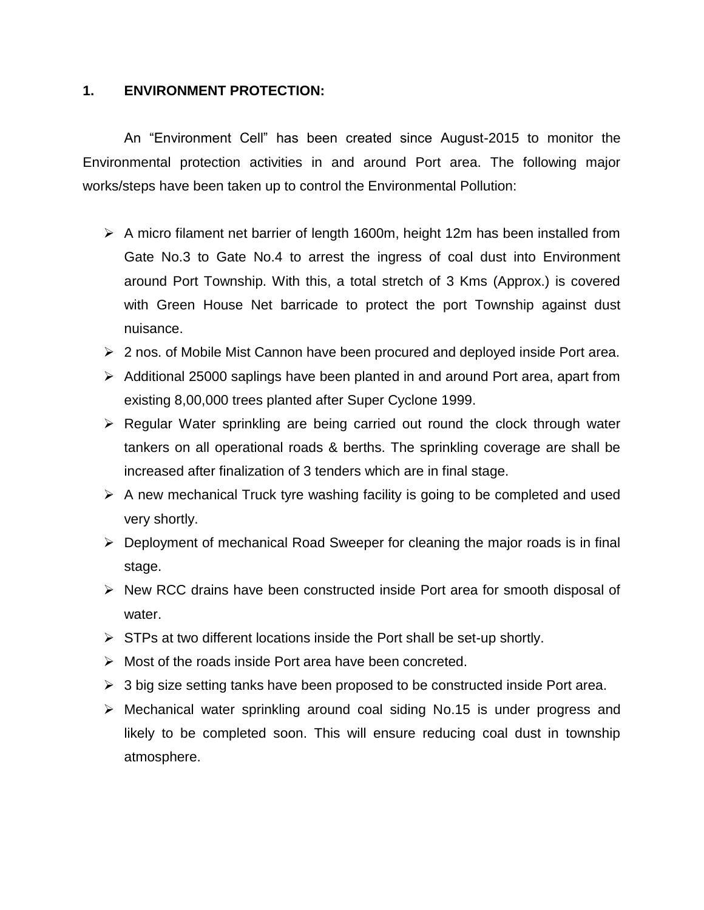## 1. ENVIRONMENT PROTECTION:

An "Environment Cell" has been created since August-2015 to monitor the Environmental protection activities in and around Port area. The following major works/steps have been taken up to control the Environmental Pollution:

- A micro filament net barrier of length 1600m, height 12m has been installed from Gate No.3 to Gate No.4 to arrest the ingress of coal dust into Environment around Port Township. With this, a total stretch of 3 Kms (Approx.) is covered with Green House Net barricade to protect the port Township against dust nuisance.
- 2 nos. of Mobile Mist Cannon have been procured and deployed inside Port area.
- Additional 25000 saplings have been planted in and around Port area, apart from existing 8,00,000 trees planted after Super Cyclone 1999.
- Regular Water sprinkling are being carried out round the clock through water tankers on all operational roads & berths. The sprinkling coverage are shall be increased after finalization of 3 tenders which are in final stage.
- A new mechanical Truck tyre washing facility is going to be completed and used very shortly.
- Deployment of mechanical Road Sweeper for cleaning the major roads is in final stage.
- New RCC drains have been constructed inside Port area for smooth disposal of water.
- STPs at two different locations inside the Port shall be set-up shortly.
- Most of the roads inside Port area have been concreted.
- 3 big size setting tanks have been proposed to be constructed inside Port area.
- Mechanical water sprinkling around coal siding No.15 is under progress and likely to be completed soon. This will ensure reducing coal dust in township atmosphere.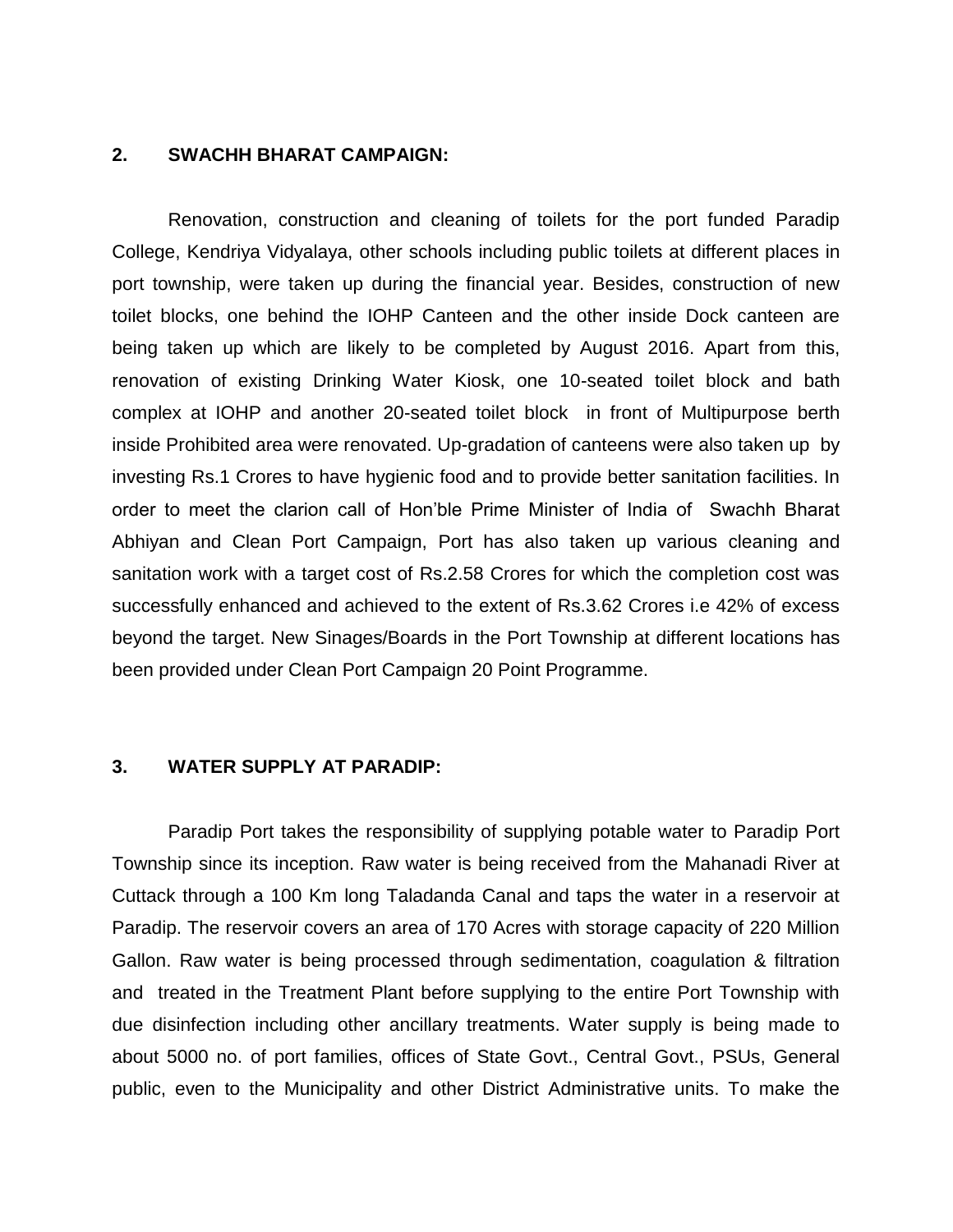## 2. SWACHH BHARAT CAMPAIGN:

Renovation, construction and cleaning of toilets for the port funded Paradip College, Kendriya Vidyalaya, other schools including public toilets at different places in port township, were taken up during the financial year. Besides, construction of new toilet blocks, one behind the IOHP Canteen and the other inside Dock canteen are being taken up which are likely to be completed by August 2016. Apart from this, renovation of existing Drinking Water Kiosk, one 10-seated toilet block and bath complex at IOHP and another 20-seated toilet block in front of Multipurpose berth inside Prohibited area were renovated. Up-gradation of canteens were also taken up by investing Rs.1 Crores to have hygienic food and to provide better sanitation facilities. In order to meet the clarion call of Hon'ble Prime Minister of India of Swachh Bharat Abhiyan and Clean Port Campaign, Port has also taken up various cleaning and sanitation work with a target cost of Rs.2.58 Crores for which the completion cost was successfully enhanced and achieved to the extent of Rs.3.62 Crores i.e 42% of excess beyond the target. New Sinages/Boards in the Port Township at different locations has been provided under Clean Port Campaign 20 Point Programme.

## 3. WATER SUPPLY AT PARADIP:

Paradip Port takes the responsibility of supplying potable water to Paradip Port Township since its inception. Raw water is being received from the Mahanadi River at Cuttack through a 100 Km long Taladanda Canal and taps the water in a reservoir at Paradip. The reservoir covers an area of 170 Acres with storage capacity of 220 Million Gallon. Raw water is being processed through sedimentation, coagulation & filtration and treated in the Treatment Plant before supplying to the entire Port Township with due disinfection including other ancillary treatments. Water supply is being made to about 5000 no. of port families, offices of State Govt., Central Govt., PSUs, General public, even to the Municipality and other District Administrative units. To make the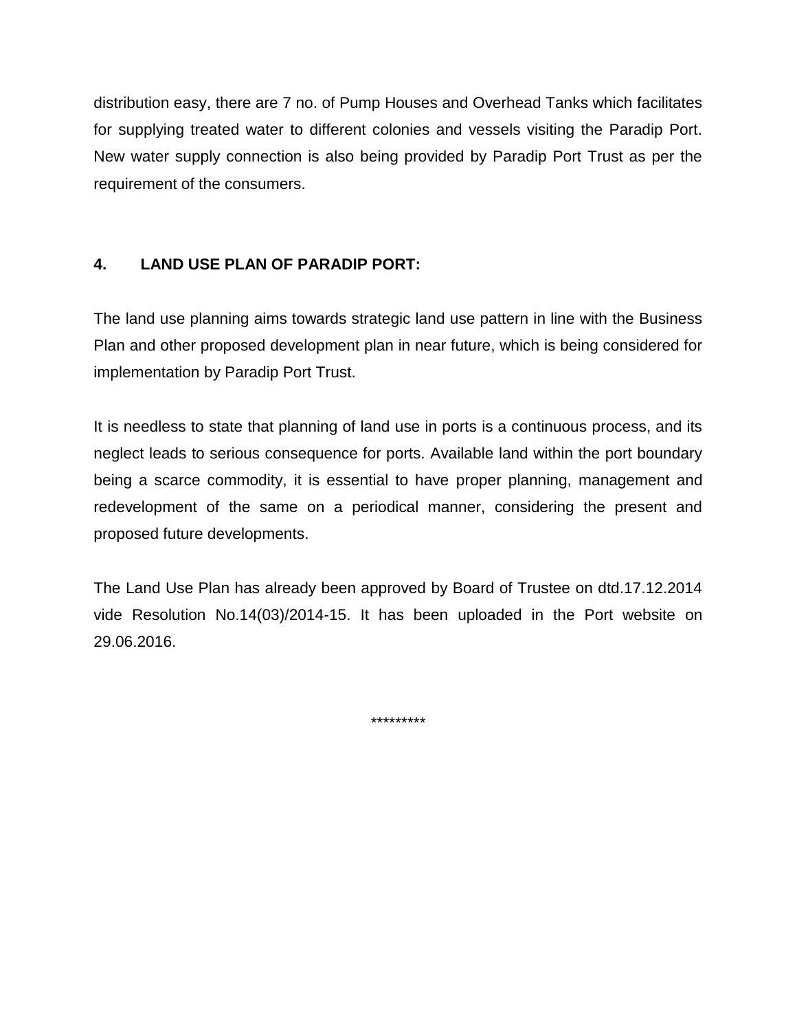distribution easy, there are 7 no. of Pump Houses and Overhead Tanks which facilitates for supplying treated water to different colonies and vessels visiting the Paradip Port. New water supply connection is also being provided by Paradip Port Trust as per the requirement of the consumers.

## 4. LAND USE PLAN OF PARADIP PORT:

The land use planning aims towards strategic land use pattern in line with the Business Plan and other proposed development plan in near future, which is being considered for implementation by Paradip Port Trust.

It is needless to state that planning of land use in ports is a continuous process, and its neglect leads to serious consequence for ports. Available land within the port boundary being a scarce commodity, it is essential to have proper planning, management and redevelopment of the same on a periodical manner, considering the present and proposed future developments.

The Land Use Plan has already been approved by Board of Trustee on dtd.17.12.2014 vide Resolution No.14(03)/2014-15. It has been uploaded in the Port website on 29.06.2016.

*********